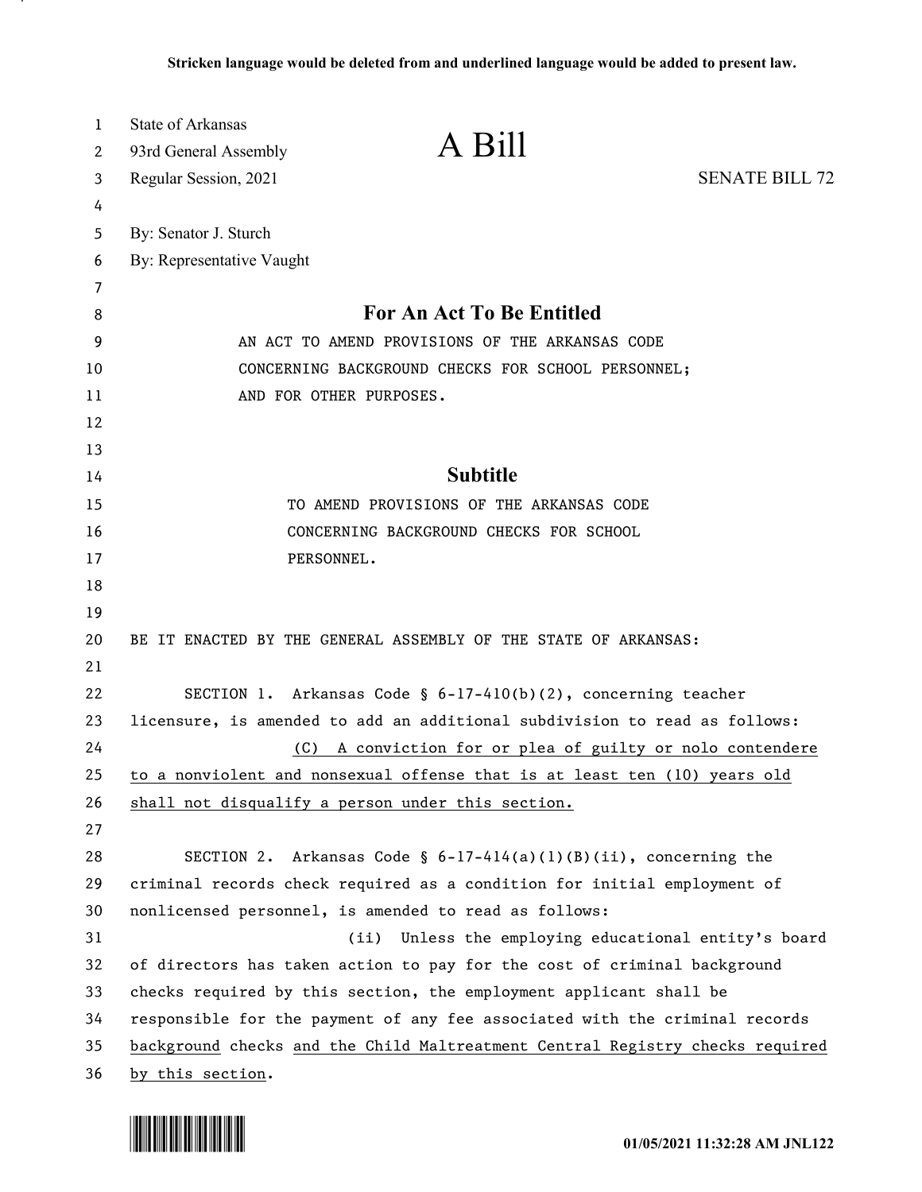**Stricken language would be deleted from and underlined language would be added to present law.**

State of Arkansas
93rd General Assembly
Regular Session, 2021

# A Bill

SENATE BILL 72

By: Senator J. Sturch
By: Representative Vaught

## For An Act To Be Entitled

AN ACT TO AMEND PROVISIONS OF THE ARKANSAS CODE CONCERNING BACKGROUND CHECKS FOR SCHOOL PERSONNEL; AND FOR OTHER PURPOSES.

## Subtitle

TO AMEND PROVISIONS OF THE ARKANSAS CODE CONCERNING BACKGROUND CHECKS FOR SCHOOL PERSONNEL.

BE IT ENACTED BY THE GENERAL ASSEMBLY OF THE STATE OF ARKANSAS:

SECTION 1. Arkansas Code § 6-17-410(b)(2), concerning teacher licensure, is amended to add an additional subdivision to read as follows:

<u>(C) A conviction for or plea of guilty or nolo contendere to a nonviolent and nonsexual offense that is at least ten (10) years old shall not disqualify a person under this section.</u>

SECTION 2. Arkansas Code § 6-17-414(a)(1)(B)(ii), concerning the criminal records check required as a condition for initial employment of nonlicensed personnel, is amended to read as follows:

(ii) Unless the employing educational entity's board of directors has taken action to pay for the cost of criminal background checks required by this section, the employment applicant shall be responsible for the payment of any fee associated with the criminal records <u>background</u> checks <u>and the Child Maltreatment Central Registry checks required by this section</u>.

01/05/2021 11:32:28 AM JNL122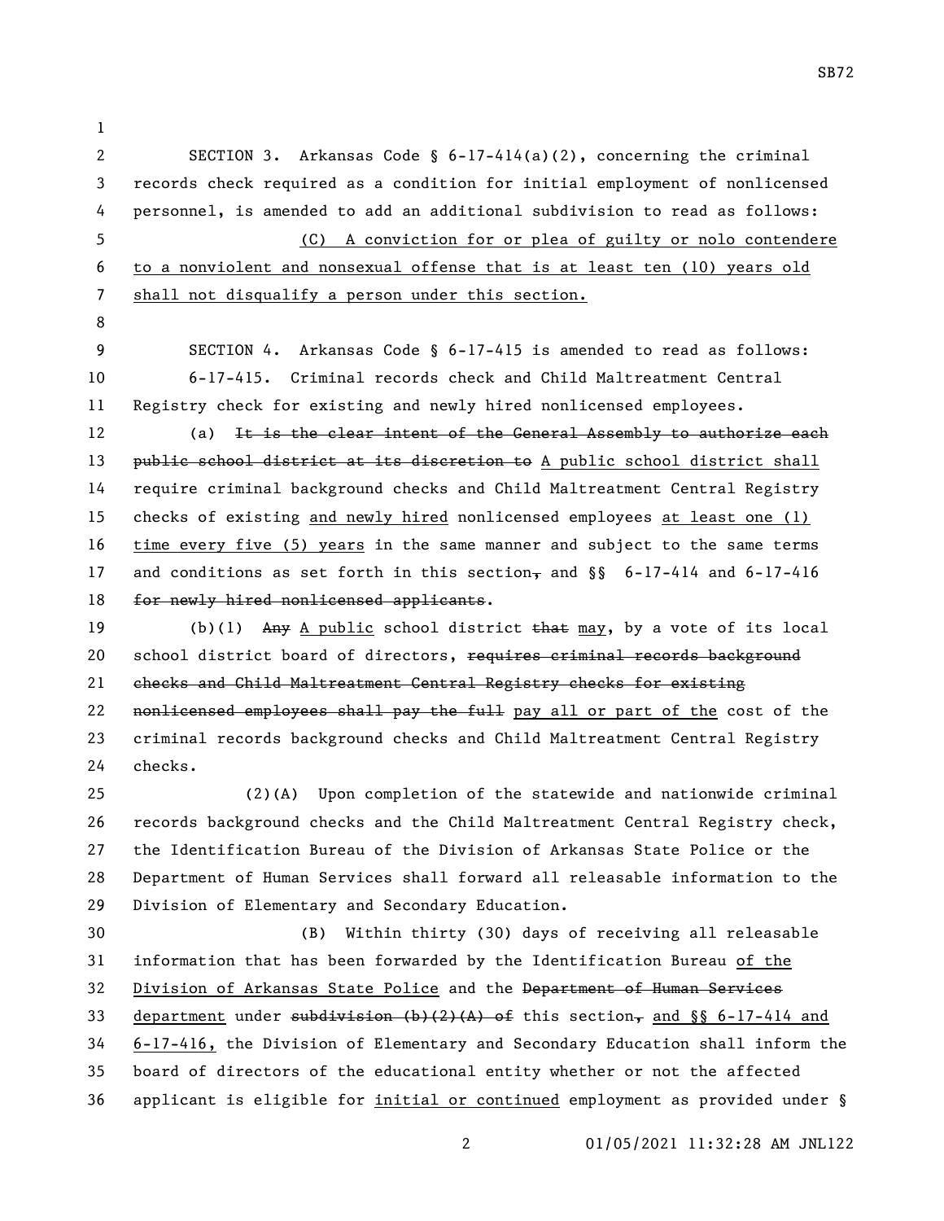SECTION 3. Arkansas Code § 6-17-414(a)(2), concerning the criminal records check required as a condition for initial employment of nonlicensed personnel, is amended to add an additional subdivision to read as follows:

<u>(C) A conviction for or plea of guilty or nolo contendere to a nonviolent and nonsexual offense that is at least ten (10) years old shall not disqualify a person under this section.</u>

SECTION 4. Arkansas Code § 6-17-415 is amended to read as follows:

6-17-415. Criminal records check and Child Maltreatment Central Registry check for existing and newly hired nonlicensed employees.

(a) ~~It is the clear intent of the General Assembly to authorize each public school district at its discretion to~~ <u>A public school district shall</u> require criminal background checks and Child Maltreatment Central Registry checks of existing <u>and newly hired</u> nonlicensed employees <u>at least one (1) time every five (5) years</u> in the same manner and subject to the same terms and conditions as set forth in this section~~,~~ and §§ 6-17-414 and 6-17-416 ~~for newly hired nonlicensed applicants~~.

(b)(1) ~~Any~~ <u>A public</u> school district ~~that~~ <u>may</u>, by a vote of its local school district board of directors, ~~requires criminal records background checks and Child Maltreatment Central Registry checks for existing nonlicensed employees shall pay the full~~ <u>pay all or part of the</u> cost of the criminal records background checks and Child Maltreatment Central Registry checks.

(2)(A) Upon completion of the statewide and nationwide criminal records background checks and the Child Maltreatment Central Registry check, the Identification Bureau of the Division of Arkansas State Police or the Department of Human Services shall forward all releasable information to the Division of Elementary and Secondary Education.

(B) Within thirty (30) days of receiving all releasable information that has been forwarded by the Identification Bureau <u>of the Division of Arkansas State Police</u> and the ~~Department of Human Services~~ <u>department</u> under ~~subdivision (b)(2)(A) of~~ this section~~,~~ <u>and §§ 6-17-414 and 6-17-416,</u> the Division of Elementary and Secondary Education shall inform the board of directors of the educational entity whether or not the affected applicant is eligible for <u>initial or continued</u> employment as provided under §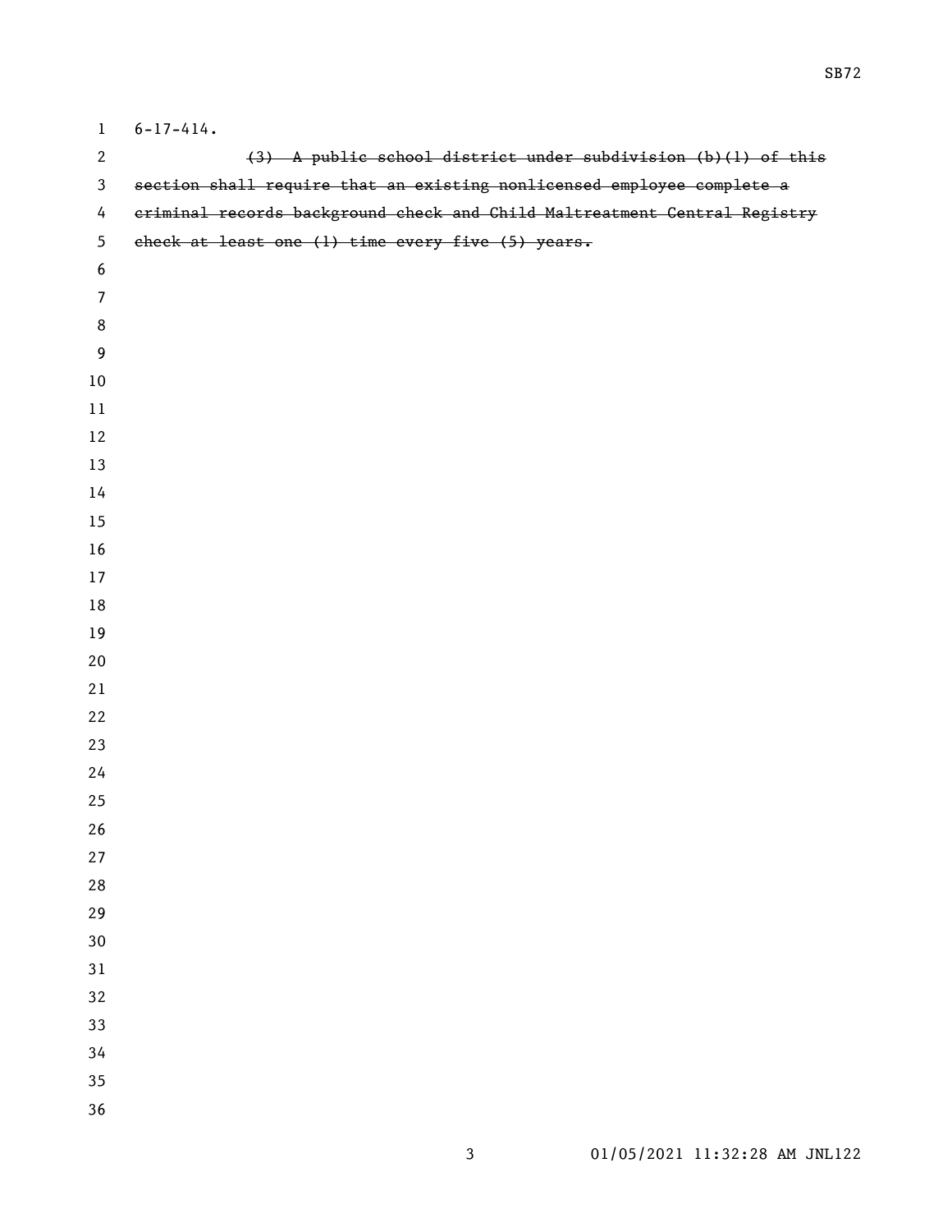6-17-414.

~~(3) A public school district under subdivision (b)(1) of this section shall require that an existing nonlicensed employee complete a criminal records background check and Child Maltreatment Central Registry check at least one (1) time every five (5) years.~~